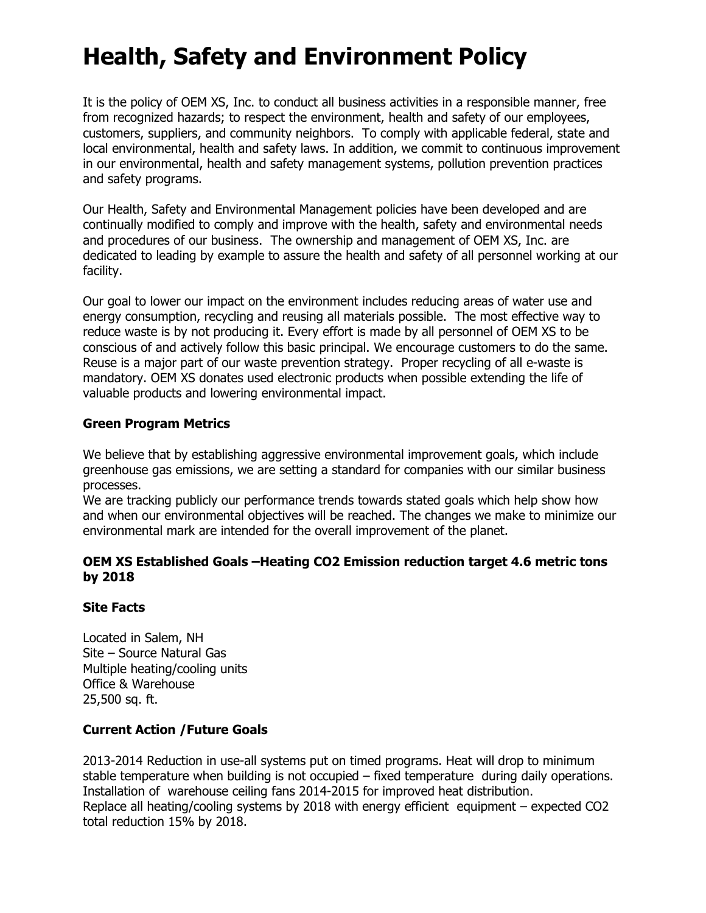# Health, Safety and Environment Policy

It is the policy of OEM XS, Inc. to conduct all business activities in a responsible manner, free from recognized hazards; to respect the environment, health and safety of our employees, customers, suppliers, and community neighbors. To comply with applicable federal, state and local environmental, health and safety laws. In addition, we commit to continuous improvement in our environmental, health and safety management systems, pollution prevention practices and safety programs.

Our Health, Safety and Environmental Management policies have been developed and are continually modified to comply and improve with the health, safety and environmental needs and procedures of our business. The ownership and management of OEM XS, Inc. are dedicated to leading by example to assure the health and safety of all personnel working at our facility.

Our goal to lower our impact on the environment includes reducing areas of water use and energy consumption, recycling and reusing all materials possible. The most effective way to reduce waste is by not producing it. Every effort is made by all personnel of OEM XS to be conscious of and actively follow this basic principal. We encourage customers to do the same. Reuse is a major part of our waste prevention strategy. Proper recycling of all e-waste is mandatory. OEM XS donates used electronic products when possible extending the life of valuable products and lowering environmental impact.

### Green Program Metrics

We believe that by establishing aggressive environmental improvement goals, which include greenhouse gas emissions, we are setting a standard for companies with our similar business processes.
We are tracking publicly our performance trends towards stated goals which help show how and when our environmental objectives will be reached. The changes we make to minimize our environmental mark are intended for the overall improvement of the planet.

### OEM XS Established Goals –Heating $CO_2$ Emission reduction target 4.6 metric tons by 2018

### Site Facts

Located in Salem, NH
Site – Source Natural Gas
Multiple heating/cooling units
Office & Warehouse
25,500 sq. ft.

### Current Action /Future Goals

2013-2014 Reduction in use-all systems put on timed programs. Heat will drop to minimum stable temperature when building is not occupied – fixed temperature during daily operations.
Installation of warehouse ceiling fans 2014-2015 for improved heat distribution.
Replace all heating/cooling systems by 2018 with energy efficient equipment – expected $CO_2$ total reduction 15% by 2018.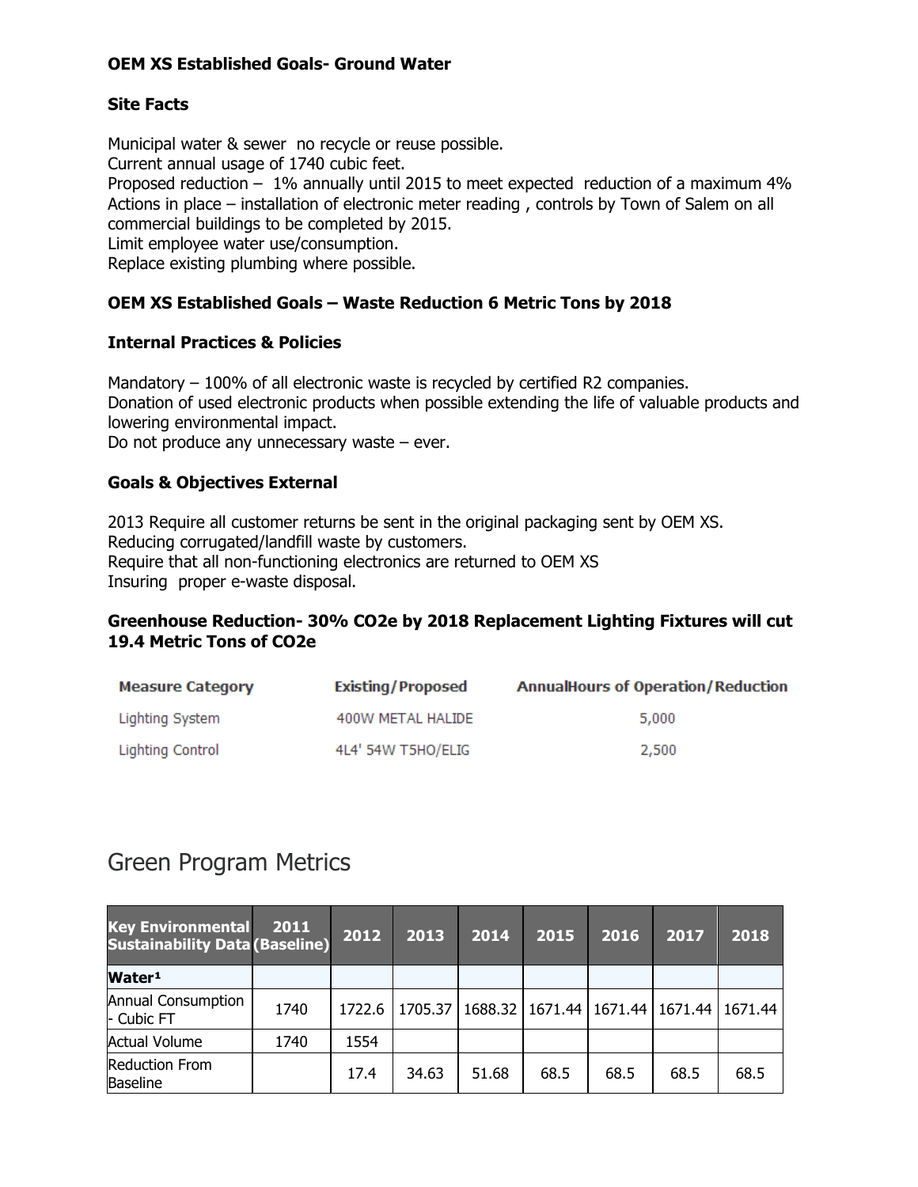**OEM XS Established Goals- Ground Water**

**Site Facts**

Municipal water & sewer no recycle or reuse possible.
Current annual usage of 1740 cubic feet.
Proposed reduction – 1% annually until 2015 to meet expected reduction of a maximum 4%
Actions in place – installation of electronic meter reading , controls by Town of Salem on all commercial buildings to be completed by 2015.
Limit employee water use/consumption.
Replace existing plumbing where possible.

**OEM XS Established Goals – Waste Reduction 6 Metric Tons by 2018**

**Internal Practices & Policies**

Mandatory – 100% of all electronic waste is recycled by certified R2 companies.
Donation of used electronic products when possible extending the life of valuable products and lowering environmental impact.
Do not produce any unnecessary waste – ever.

**Goals & Objectives External**

2013 Require all customer returns be sent in the original packaging sent by OEM XS.
Reducing corrugated/landfill waste by customers.
Require that all non-functioning electronics are returned to OEM XS
Insuring proper e-waste disposal.

**Greenhouse Reduction- 30% $CO_2e$ by 2018 Replacement Lighting Fixtures will cut 19.4 Metric Tons of $CO_2e$**

| Measure Category | Existing/Proposed | AnnualHours of Operation/Reduction |
| --- | --- | --- |
| Lighting System | 400W METAL HALIDE | 5,000 |
| Lighting Control | 4L4' 54W T5HO/ELIG | 2,500 |

## Green Program Metrics

| Key Environmental Sustainability Data | 2011 (Baseline) | 2012 | 2013 | 2014 | 2015 | 2016 | 2017 | 2018 |
| --- | --- | --- | --- | --- | --- | --- | --- | --- |
| **Water[1]** | | | | | | | | |
| Annual Consumption - Cubic FT | 1740 | 1722.6 | 1705.37 | 1688.32 | 1671.44 | 1671.44 | 1671.44 | 1671.44 |
| Actual Volume | 1740 | 1554 | | | | | | |
| Reduction From Baseline | | 17.4 | 34.63 | 51.68 | 68.5 | 68.5 | 68.5 | 68.5 |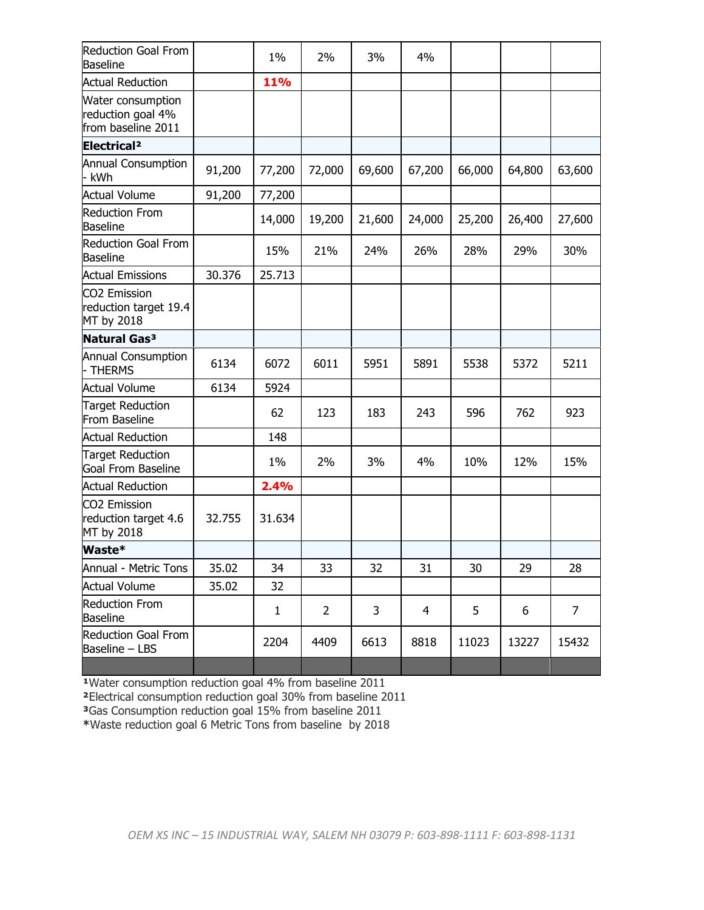| | | | | | | | | |
|---|---|---|---|---|---|---|---|---|
| Reduction Goal From Baseline | | 1% | 2% | 3% | 4% | | | |
| Actual Reduction | | **11%** | | | | | | |
| Water consumption reduction goal 4% from baseline 2011 | | | | | | | | |
| **Electrical²** | | | | | | | | |
| Annual Consumption - kWh | 91,200 | 77,200 | 72,000 | 69,600 | 67,200 | 66,000 | 64,800 | 63,600 |
| Actual Volume | 91,200 | 77,200 | | | | | | |
| Reduction From Baseline | | 14,000 | 19,200 | 21,600 | 24,000 | 25,200 | 26,400 | 27,600 |
| Reduction Goal From Baseline | | 15% | 21% | 24% | 26% | 28% | 29% | 30% |
| Actual Emissions | 30.376 | 25.713 | | | | | | |
| CO2 Emission reduction target 19.4 MT by 2018 | | | | | | | | |
| **Natural Gas³** | | | | | | | | |
| Annual Consumption - THERMS | 6134 | 6072 | 6011 | 5951 | 5891 | 5538 | 5372 | 5211 |
| Actual Volume | 6134 | 5924 | | | | | | |
| Target Reduction From Baseline | | 62 | 123 | 183 | 243 | 596 | 762 | 923 |
| Actual Reduction | | 148 | | | | | | |
| Target Reduction Goal From Baseline | | 1% | 2% | 3% | 4% | 10% | 12% | 15% |
| Actual Reduction | | **2.4%** | | | | | | |
| CO2 Emission reduction target 4.6 MT by 2018 | 32.755 | 31.634 | | | | | | |
| **Waste*** | | | | | | | | |
| Annual - Metric Tons | 35.02 | 34 | 33 | 32 | 31 | 30 | 29 | 28 |
| Actual Volume | 35.02 | 32 | | | | | | |
| Reduction From Baseline | | 1 | 2 | 3 | 4 | 5 | 6 | 7 |
| Reduction Goal From Baseline – LBS | | 2204 | 4409 | 6613 | 8818 | 11023 | 13227 | 15432 |
| | | | | | | | | |

¹Water consumption reduction goal 4% from baseline 2011
²Electrical consumption reduction goal 30% from baseline 2011
³Gas Consumption reduction goal 15% from baseline 2011
*Waste reduction goal 6 Metric Tons from baseline by 2018